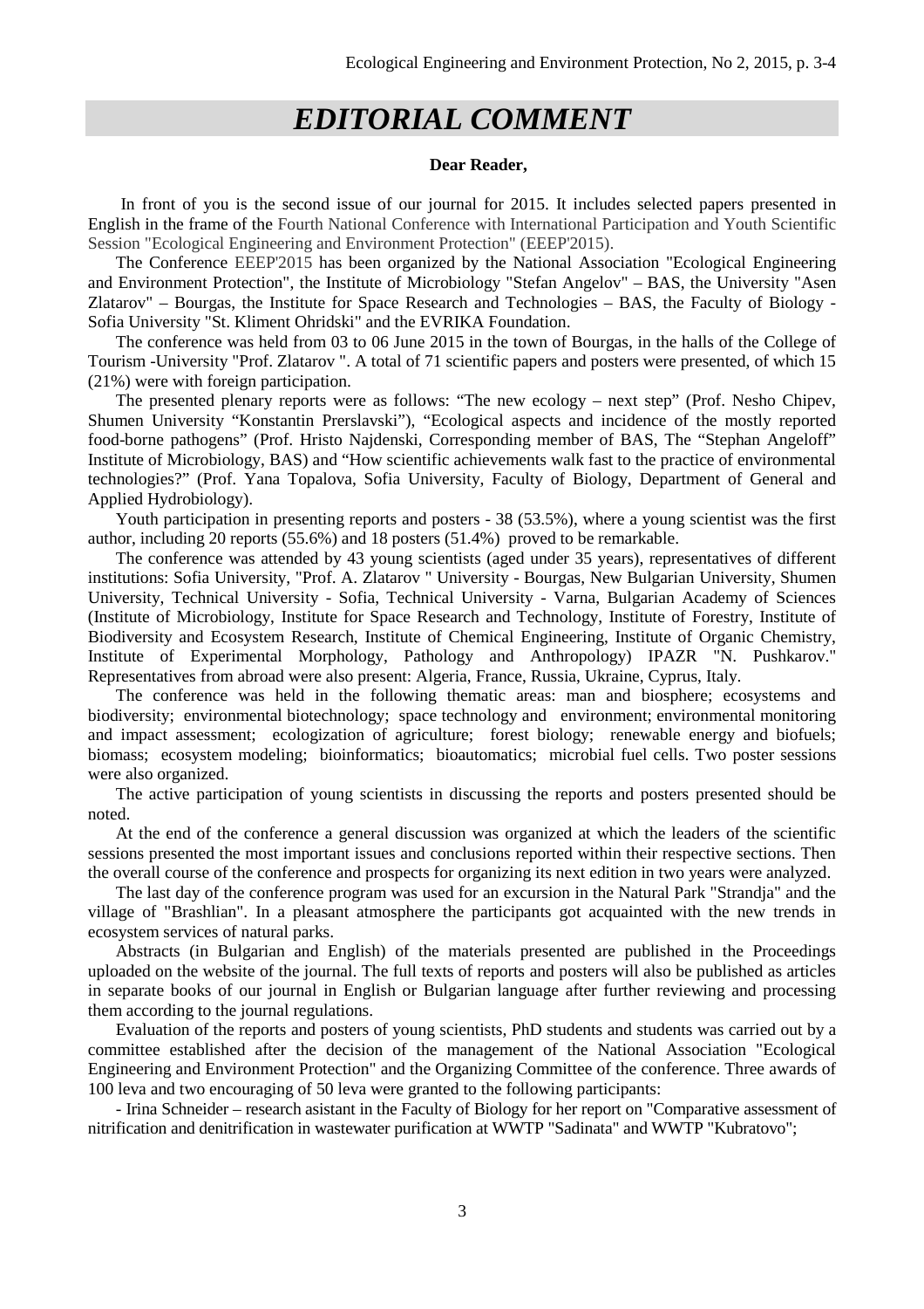# EDITORIAL COMMENT

**Dear Reader,**

In front of you is the second issue of our journal for 2015. It includes selected papers presented in English in the frame of the Fourth National Conference with International Participation and Youth Scientific Session "Ecological Engineering and Environment Protection" (EEEP'2015).

The Conference EEEP'2015 has been organized by the National Association "Ecological Engineering and Environment Protection", the Institute of Microbiology "Stefan Angelov" – BAS, the University "Asen Zlatarov" – Bourgas, the Institute for Space Research and Technologies – BAS, the Faculty of Biology - Sofia University "St. Kliment Ohridski" and the EVRIKA Foundation.

The conference was held from 03 to 06 June 2015 in the town of Bourgas, in the halls of the College of Tourism -University "Prof. Zlatarov ". A total of 71 scientific papers and posters were presented, of which 15 (21%) were with foreign participation.

The presented plenary reports were as follows: "The new ecology – next step" (Prof. Nesho Chipev, Shumen University "Konstantin Prerslavski"), "Ecological aspects and incidence of the mostly reported food-borne pathogens" (Prof. Hristo Najdenski, Corresponding member of BAS, The "Stephan Angeloff" Institute of Microbiology, BAS) and "How scientific achievements walk fast to the practice of environmental technologies?" (Prof. Yana Topalova, Sofia University, Faculty of Biology, Department of General and Applied Hydrobiology).

Youth participation in presenting reports and posters - 38 (53.5%), where a young scientist was the first author, including 20 reports (55.6%) and 18 posters (51.4%) proved to be remarkable.

The conference was attended by 43 young scientists (aged under 35 years), representatives of different institutions: Sofia University, "Prof. A. Zlatarov " University - Bourgas, New Bulgarian University, Shumen University, Technical University - Sofia, Technical University - Varna, Bulgarian Academy of Sciences (Institute of Microbiology, Institute for Space Research and Technology, Institute of Forestry, Institute of Biodiversity and Ecosystem Research, Institute of Chemical Engineering, Institute of Organic Chemistry, Institute of Experimental Morphology, Pathology and Anthropology) IPAZR "N. Pushkarov." Representatives from abroad were also present: Algeria, France, Russia, Ukraine, Cyprus, Italy.

The conference was held in the following thematic areas: man and biosphere; ecosystems and biodiversity; environmental biotechnology; space technology and environment; environmental monitoring and impact assessment; ecologization of agriculture; forest biology; renewable energy and biofuels; biomass; ecosystem modeling; bioinformatics; bioautomatics; microbial fuel cells. Two poster sessions were also organized.

The active participation of young scientists in discussing the reports and posters presented should be noted.

At the end of the conference a general discussion was organized at which the leaders of the scientific sessions presented the most important issues and conclusions reported within their respective sections. Then the overall course of the conference and prospects for organizing its next edition in two years were analyzed.

The last day of the conference program was used for an excursion in the Natural Park "Strandja" and the village of "Brashlian". In a pleasant atmosphere the participants got acquainted with the new trends in ecosystem services of natural parks.

Abstracts (in Bulgarian and English) of the materials presented are published in the Proceedings uploaded on the website of the journal. The full texts of reports and posters will also be published as articles in separate books of our journal in English or Bulgarian language after further reviewing and processing them according to the journal regulations.

Evaluation of the reports and posters of young scientists, PhD students and students was carried out by a committee established after the decision of the management of the National Association "Ecological Engineering and Environment Protection" and the Organizing Committee of the conference. Three awards of 100 leva and two encouraging of 50 leva were granted to the following participants:

- Irina Schneider – research asistant in the Faculty of Biology for her report on "Comparative assessment of nitrification and denitrification in wastewater purification at WWTP "Sadinata" and WWTP "Kubratovo";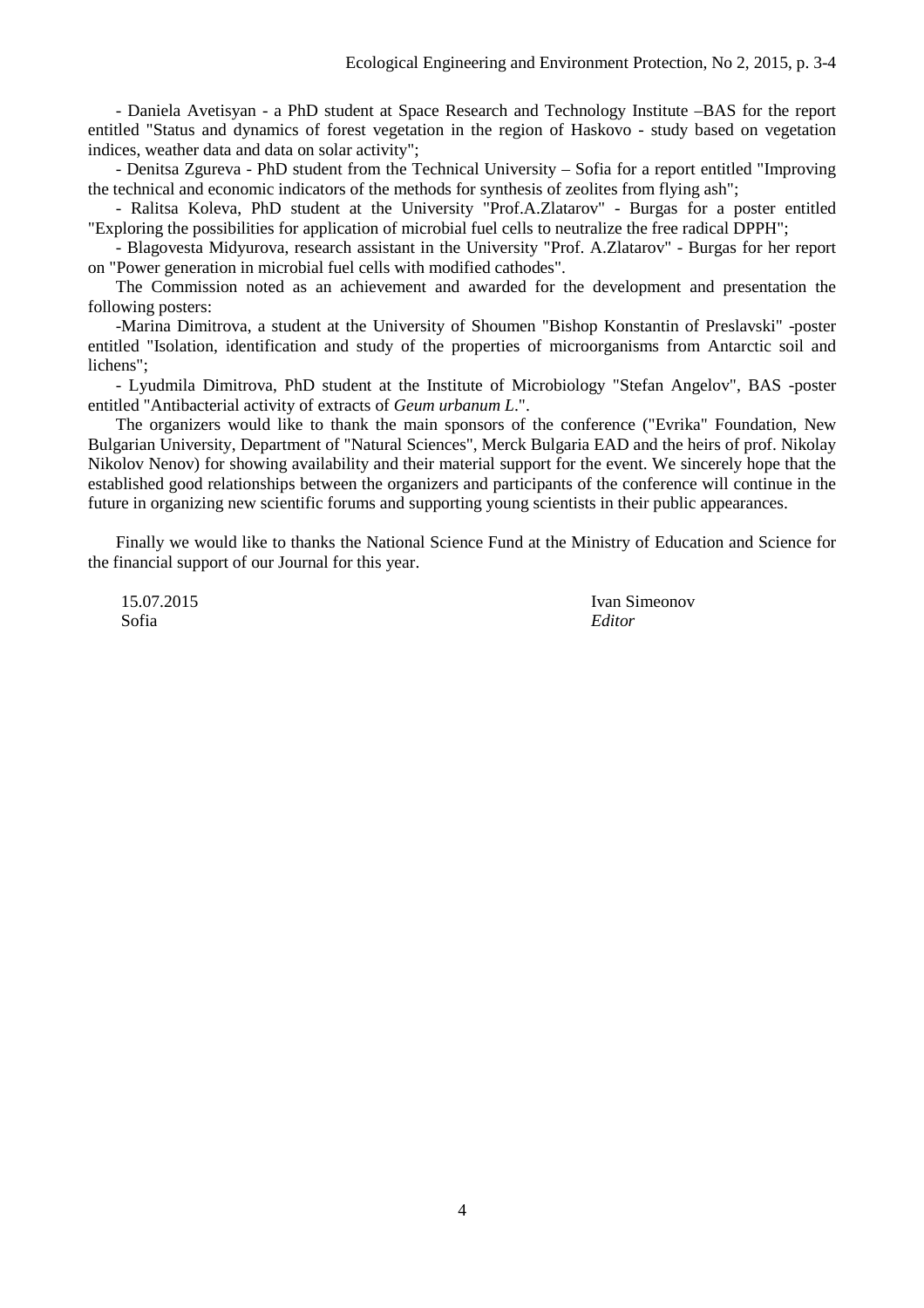- Daniela Avetisyan - a PhD student at Space Research and Technology Institute –BAS for the report entitled "Status and dynamics of forest vegetation in the region of Haskovo - study based on vegetation indices, weather data and data on solar activity";

- Denitsa Zgureva - PhD student from the Technical University – Sofia for a report entitled "Improving the technical and economic indicators of the methods for synthesis of zeolites from flying ash";

- Ralitsa Koleva, PhD student at the University "Prof.A.Zlatarov" - Burgas for a poster entitled "Exploring the possibilities for application of microbial fuel cells to neutralize the free radical DPPH";

- Blagovesta Midyurova, research assistant in the University "Prof. A.Zlatarov" - Burgas for her report on "Power generation in microbial fuel cells with modified cathodes".

The Commission noted as an achievement and awarded for the development and presentation the following posters:

-Marina Dimitrova, a student at the University of Shoumen "Bishop Konstantin of Preslavski" -poster entitled "Isolation, identification and study of the properties of microorganisms from Antarctic soil and lichens";

- Lyudmila Dimitrova, PhD student at the Institute of Microbiology "Stefan Angelov", BAS -poster entitled "Antibacterial activity of extracts of *Geum urbanum L*.".

The organizers would like to thank the main sponsors of the conference ("Evrika" Foundation, New Bulgarian University, Department of "Natural Sciences", Merck Bulgaria EAD and the heirs of prof. Nikolay Nikolov Nenov) for showing availability and their material support for the event. We sincerely hope that the established good relationships between the organizers and participants of the conference will continue in the future in organizing new scientific forums and supporting young scientists in their public appearances.

Finally we would like to thanks the National Science Fund at the Ministry of Education and Science for the financial support of our Journal for this year.

15.07.2015
Sofia

Ivan Simeonov
*Editor*